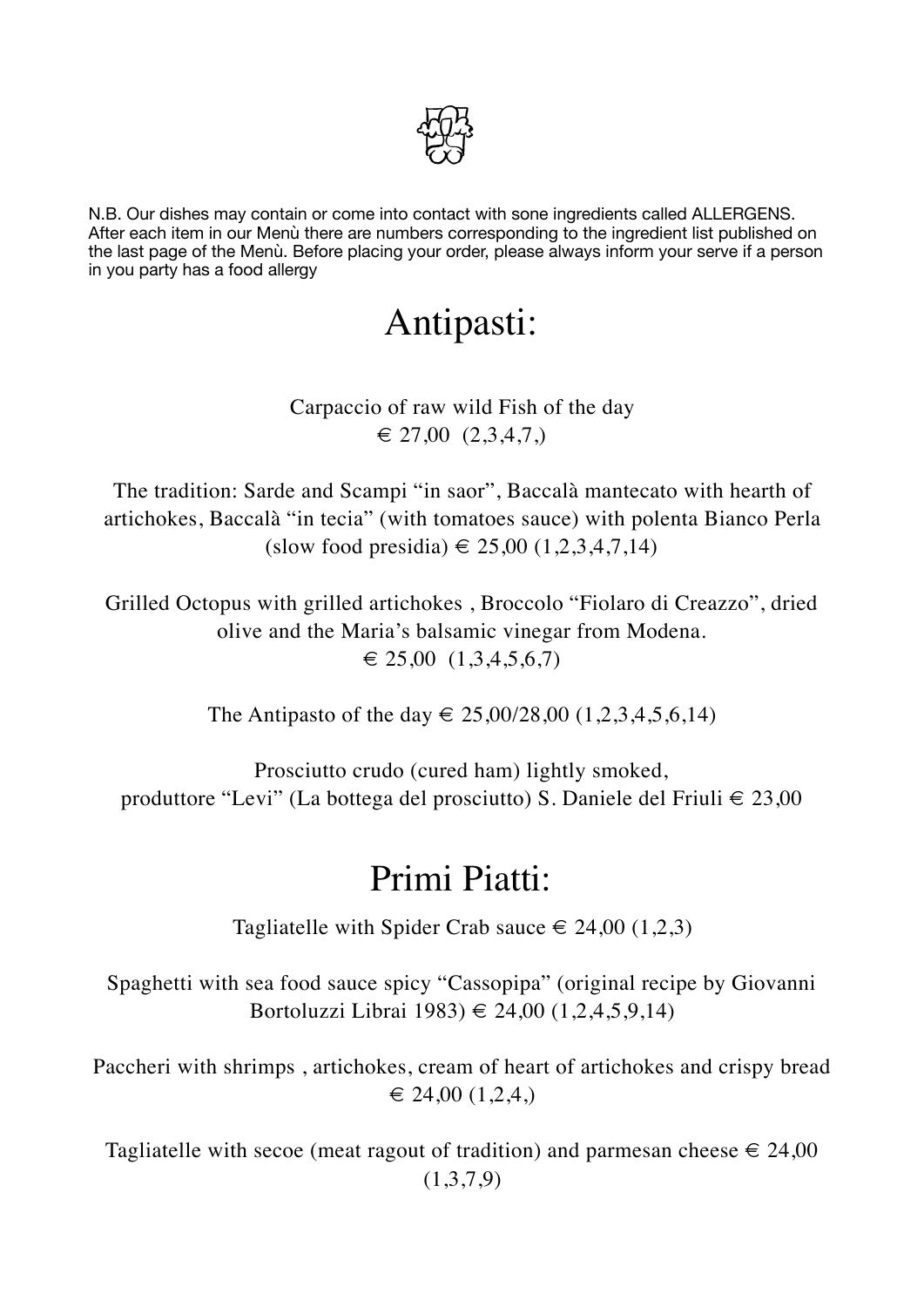N.B. Our dishes may contain or come into contact with sone ingredients called ALLERGENS. After each item in our Menù there are numbers corresponding to the ingredient list published on the last page of the Menù. Before placing your order, please always inform your serve if a person in you party has a food allergy

# Antipasti:

Carpaccio of raw wild Fish of the day
€ 27,00 (2,3,4,7,)

The tradition: Sarde and Scampi "in saor", Baccalà mantecato with hearth of artichokes, Baccalà "in tecia" (with tomatoes sauce) with polenta Bianco Perla (slow food presidia) € 25,00 (1,2,3,4,7,14)

Grilled Octopus with grilled artichokes , Broccolo "Fiolaro di Creazzo", dried olive and the Maria's balsamic vinegar from Modena.
€ 25,00 (1,3,4,5,6,7)

The Antipasto of the day € 25,00/28,00 (1,2,3,4,5,6,14)

Prosciutto crudo (cured ham) lightly smoked,
produttore "Levi" (La bottega del prosciutto) S. Daniele del Friuli € 23,00

# Primi Piatti:

Tagliatelle with Spider Crab sauce € 24,00 (1,2,3)

Spaghetti with sea food sauce spicy "Cassopipa" (original recipe by Giovanni Bortoluzzi Librai 1983) € 24,00 (1,2,4,5,9,14)

Paccheri with shrimps , artichokes, cream of heart of artichokes and crispy bread
€ 24,00 (1,2,4,)

Tagliatelle with secoe (meat ragout of tradition) and parmesan cheese € 24,00 (1,3,7,9)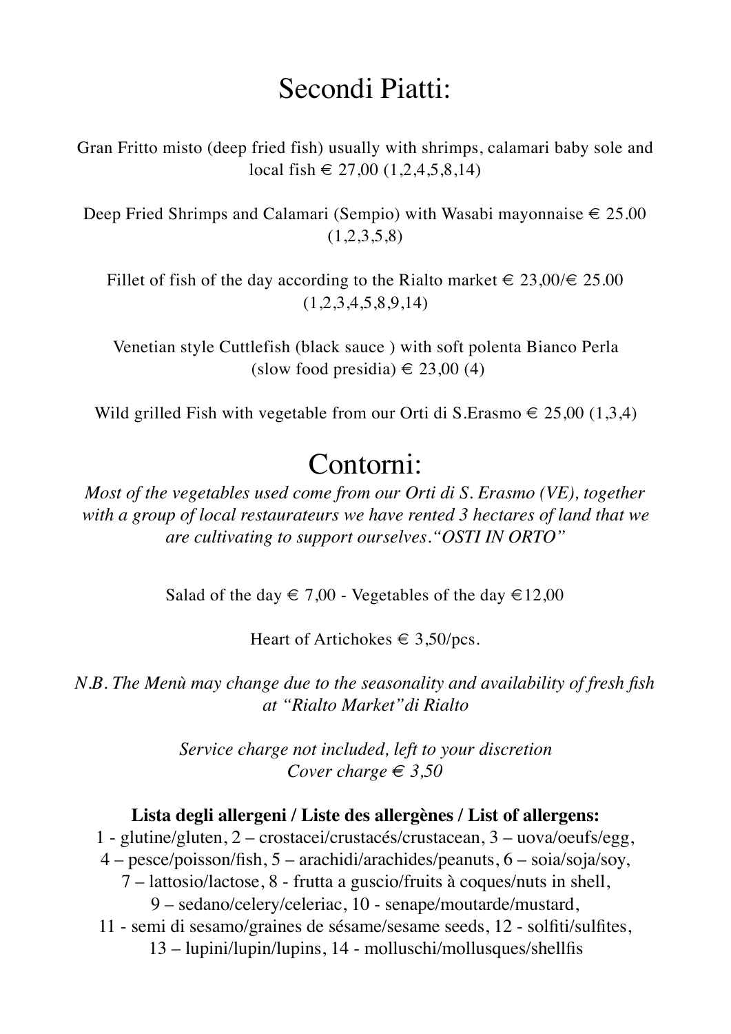# Secondi Piatti:

Gran Fritto misto (deep fried fish) usually with shrimps, calamari baby sole and local fish € 27,00 (1,2,4,5,8,14)

Deep Fried Shrimps and Calamari (Sempio) with Wasabi mayonnaise € 25.00 (1,2,3,5,8)

Fillet of fish of the day according to the Rialto market € 23,00/€ 25.00 (1,2,3,4,5,8,9,14)

Venetian style Cuttlefish (black sauce ) with soft polenta Bianco Perla (slow food presidia) € 23,00 (4)

Wild grilled Fish with vegetable from our Orti di S.Erasmo € 25,00 (1,3,4)

# Contorni:

*Most of the vegetables used come from our Orti di S. Erasmo (VE), together with a group of local restaurateurs we have rented 3 hectares of land that we are cultivating to support ourselves."OSTI IN ORTO"*

Salad of the day € 7,00 - Vegetables of the day €12,00

Heart of Artichokes € 3,50/pcs.

*N.B. The Menù may change due to the seasonality and availability of fresh fish at "Rialto Market"di Rialto*

*Service charge not included, left to your discretion*
*Cover charge € 3,50*

**Lista degli allergeni / Liste des allergènes / List of allergens:**

1 - glutine/gluten, 2 – crostacei/crustacés/crustacean, 3 – uova/oeufs/egg,
4 – pesce/poisson/fish, 5 – arachidi/arachides/peanuts, 6 – soia/soja/soy,
7 – lattosio/lactose, 8 - frutta a guscio/fruits à coques/nuts in shell,
9 – sedano/celery/celeriac, 10 - senape/moutarde/mustard,
11 - semi di sesamo/graines de sésame/sesame seeds, 12 - solfiti/sulfites,
13 – lupini/lupin/lupins, 14 - molluschi/mollusques/shellfis